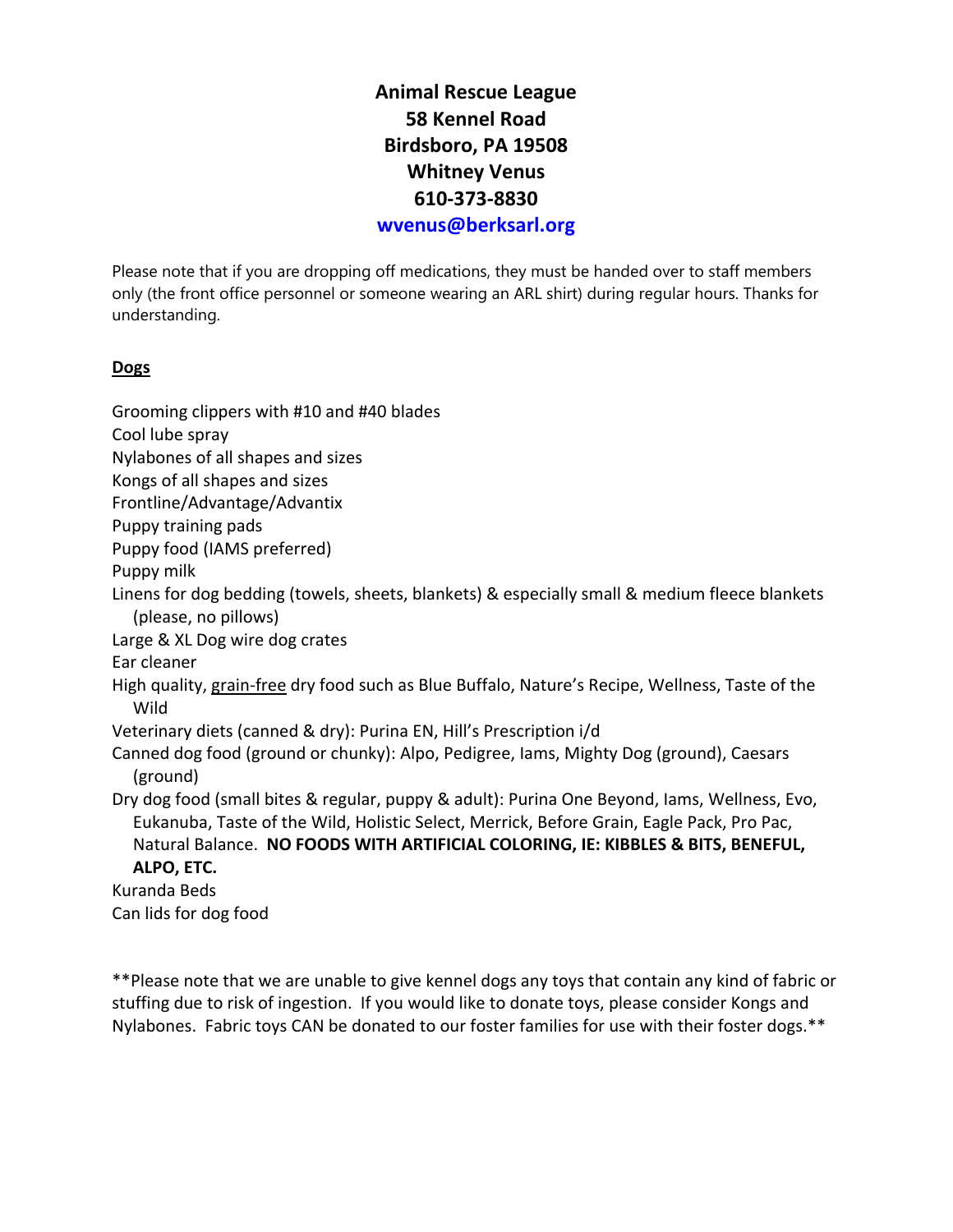**Animal Rescue League**
**58 Kennel Road**
**Birdsboro, PA 19508**
**Whitney Venus**
**610-373-8830**
**wvenus@berksarl.org**

Please note that if you are dropping off medications, they must be handed over to staff members only (the front office personnel or someone wearing an ARL shirt) during regular hours. Thanks for understanding.

## Dogs

Grooming clippers with #10 and #40 blades
Cool lube spray
Nylabones of all shapes and sizes
Kongs of all shapes and sizes
Frontline/Advantage/Advantix
Puppy training pads
Puppy food (IAMS preferred)
Puppy milk
Linens for dog bedding (towels, sheets, blankets) & especially small & medium fleece blankets (please, no pillows)
Large & XL Dog wire dog crates
Ear cleaner
High quality, grain-free dry food such as Blue Buffalo, Nature's Recipe, Wellness, Taste of the Wild
Veterinary diets (canned & dry): Purina EN, Hill's Prescription i/d
Canned dog food (ground or chunky): Alpo, Pedigree, Iams, Mighty Dog (ground), Caesars (ground)
Dry dog food (small bites & regular, puppy & adult): Purina One Beyond, Iams, Wellness, Evo, Eukanuba, Taste of the Wild, Holistic Select, Merrick, Before Grain, Eagle Pack, Pro Pac, Natural Balance. **NO FOODS WITH ARTIFICIAL COLORING, IE: KIBBLES & BITS, BENEFUL, ALPO, ETC.**
Kuranda Beds
Can lids for dog food

**Please note that we are unable to give kennel dogs any toys that contain any kind of fabric or stuffing due to risk of ingestion. If you would like to donate toys, please consider Kongs and Nylabones. Fabric toys CAN be donated to our foster families for use with their foster dogs.**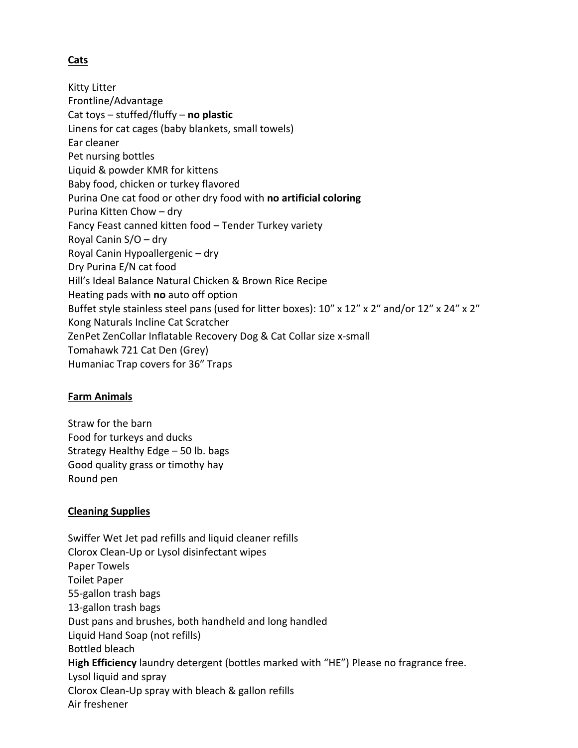**Cats**

Kitty Litter
Frontline/Advantage
Cat toys – stuffed/fluffy – **no plastic**
Linens for cat cages (baby blankets, small towels)
Ear cleaner
Pet nursing bottles
Liquid & powder KMR for kittens
Baby food, chicken or turkey flavored
Purina One cat food or other dry food with **no artificial coloring**
Purina Kitten Chow – dry
Fancy Feast canned kitten food – Tender Turkey variety
Royal Canin S/O – dry
Royal Canin Hypoallergenic – dry
Dry Purina E/N cat food
Hill's Ideal Balance Natural Chicken & Brown Rice Recipe
Heating pads with **no** auto off option
Buffet style stainless steel pans (used for litter boxes): 10" x 12" x 2" and/or 12" x 24" x 2"
Kong Naturals Incline Cat Scratcher
ZenPet ZenCollar Inflatable Recovery Dog & Cat Collar size x-small
Tomahawk 721 Cat Den (Grey)
Humaniac Trap covers for 36" Traps

**Farm Animals**

Straw for the barn
Food for turkeys and ducks
Strategy Healthy Edge – 50 lb. bags
Good quality grass or timothy hay
Round pen

**Cleaning Supplies**

Swiffer Wet Jet pad refills and liquid cleaner refills
Clorox Clean-Up or Lysol disinfectant wipes
Paper Towels
Toilet Paper
55-gallon trash bags
13-gallon trash bags
Dust pans and brushes, both handheld and long handled
Liquid Hand Soap (not refills)
Bottled bleach
**High Efficiency** laundry detergent (bottles marked with "HE") Please no fragrance free.
Lysol liquid and spray
Clorox Clean-Up spray with bleach & gallon refills
Air freshener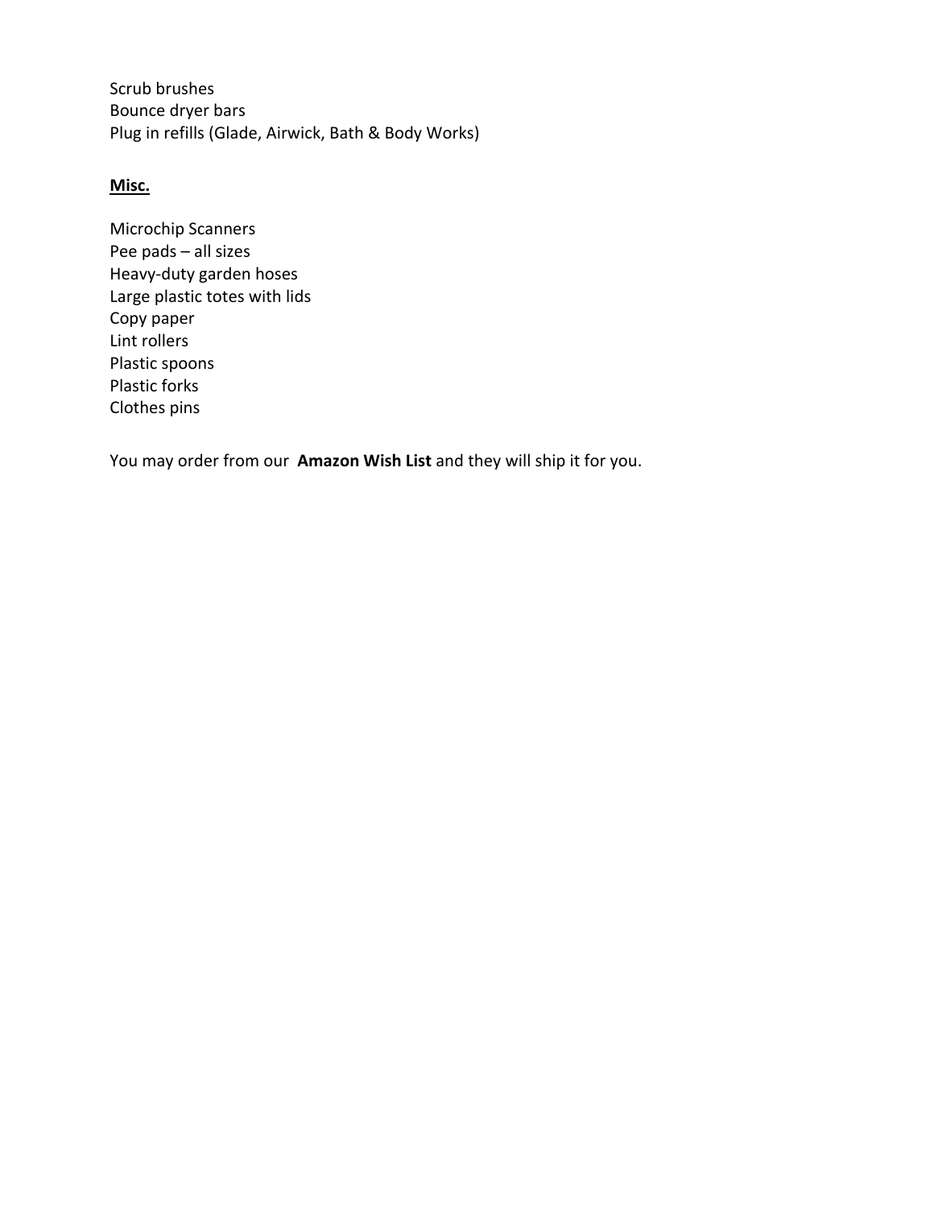Scrub brushes
Bounce dryer bars
Plug in refills (Glade, Airwick, Bath & Body Works)

**Misc.**

Microchip Scanners
Pee pads – all sizes
Heavy-duty garden hoses
Large plastic totes with lids
Copy paper
Lint rollers
Plastic spoons
Plastic forks
Clothes pins

You may order from our **Amazon Wish List** and they will ship it for you.